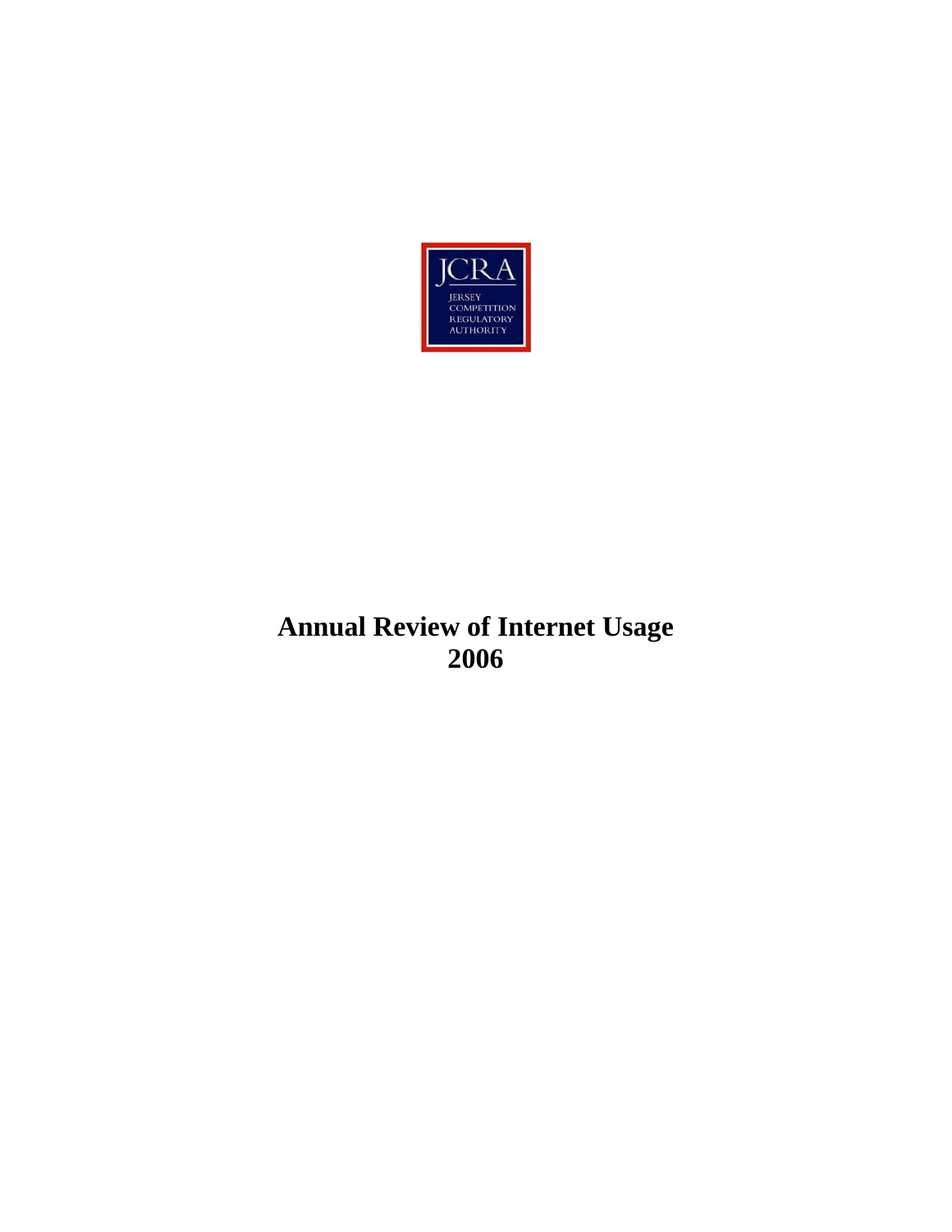JCRA

JERSEY COMPETITION REGULATORY AUTHORITY

# Annual Review of Internet Usage 2006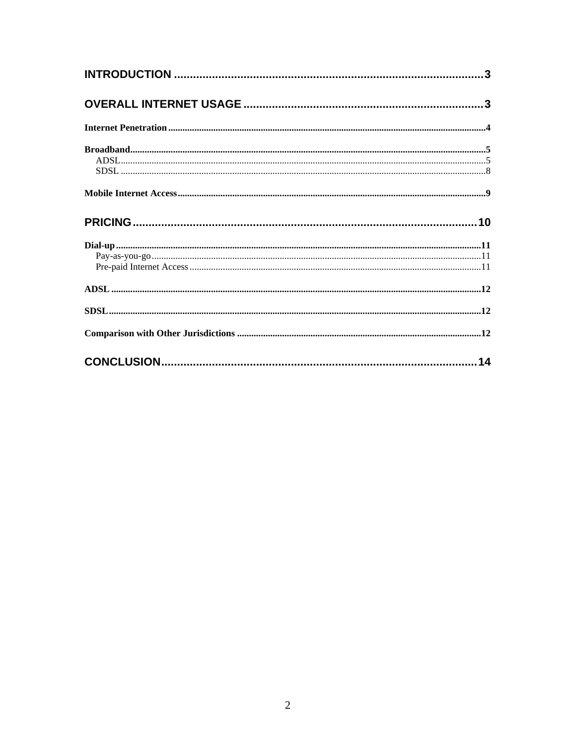**INTRODUCTION** .......... 3

**OVERALL INTERNET USAGE** .......... 3

**Internet Penetration** .......... 4

**Broadband** .......... 5
- ADSL .......... 5
- SDSL .......... 8

**Mobile Internet Access** .......... 9

**PRICING** .......... 10

**Dial-up** .......... 11
- Pay-as-you-go .......... 11
- Pre-paid Internet Access .......... 11

**ADSL** .......... 12

**SDSL** .......... 12

**Comparison with Other Jurisdictions** .......... 12

**CONCLUSION** .......... 14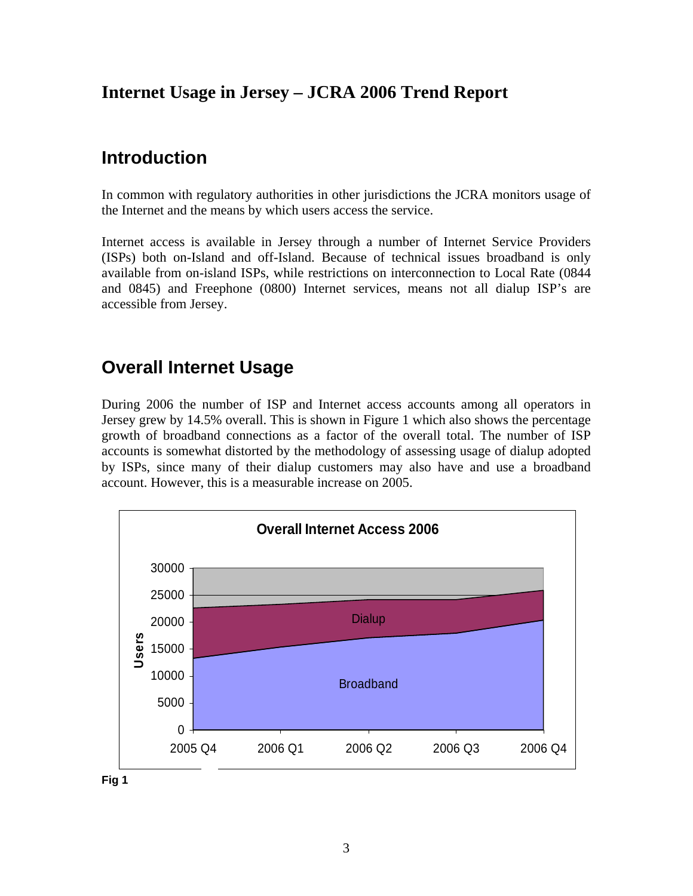## Internet Usage in Jersey – JCRA 2006 Trend Report

# Introduction

In common with regulatory authorities in other jurisdictions the JCRA monitors usage of the Internet and the means by which users access the service.

Internet access is available in Jersey through a number of Internet Service Providers (ISPs) both on-Island and off-Island. Because of technical issues broadband is only available from on-island ISPs, while restrictions on interconnection to Local Rate (0844 and 0845) and Freephone (0800) Internet services, means not all dialup ISP's are accessible from Jersey.

# Overall Internet Usage

During 2006 the number of ISP and Internet access accounts among all operators in Jersey grew by 14.5% overall. This is shown in Figure 1 which also shows the percentage growth of broadband connections as a factor of the overall total. The number of ISP accounts is somewhat distorted by the methodology of assessing usage of dialup adopted by ISPs, since many of their dialup customers may also have and use a broadband account. However, this is a measurable increase on 2005.

**Overall Internet Access 2006**

**Fig 1**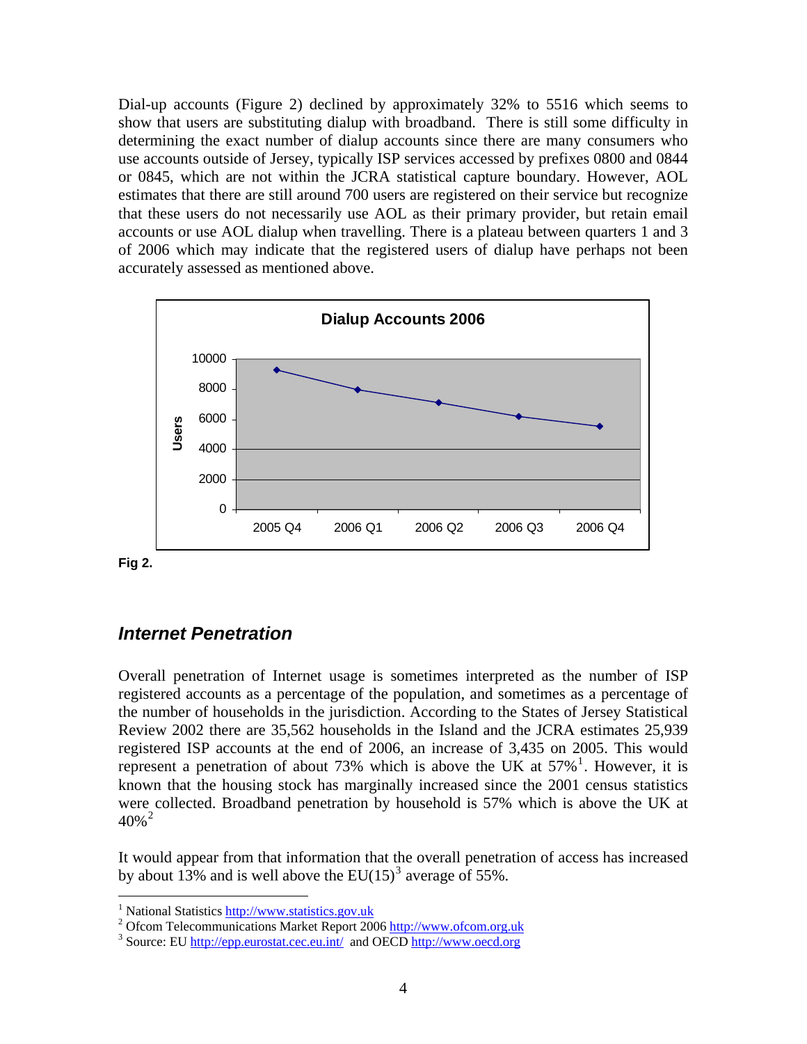Dial-up accounts (Figure 2) declined by approximately 32% to 5516 which seems to show that users are substituting dialup with broadband. There is still some difficulty in determining the exact number of dialup accounts since there are many consumers who use accounts outside of Jersey, typically ISP services accessed by prefixes 0800 and 0844 or 0845, which are not within the JCRA statistical capture boundary. However, AOL estimates that there are still around 700 users are registered on their service but recognize that these users do not necessarily use AOL as their primary provider, but retain email accounts or use AOL dialup when travelling. There is a plateau between quarters 1 and 3 of 2006 which may indicate that the registered users of dialup have perhaps not been accurately assessed as mentioned above.

**Fig 2.**

## *Internet Penetration*

Overall penetration of Internet usage is sometimes interpreted as the number of ISP registered accounts as a percentage of the population, and sometimes as a percentage of the number of households in the jurisdiction. According to the States of Jersey Statistical Review 2002 there are 35,562 households in the Island and the JCRA estimates 25,939 registered ISP accounts at the end of 2006, an increase of 3,435 on 2005. This would represent a penetration of about 73% which is above the UK at 57%[1]. However, it is known that the housing stock has marginally increased since the 2001 census statistics were collected. Broadband penetration by household is 57% which is above the UK at 40%[2]

It would appear from that information that the overall penetration of access has increased by about 13% and is well above the EU(15)[3] average of 55%.

[1] National Statistics http://www.statistics.gov.uk

[2] Ofcom Telecommunications Market Report 2006 http://www.ofcom.org.uk

[3] Source: EU http://epp.eurostat.cec.eu.int/ and OECD http://www.oecd.org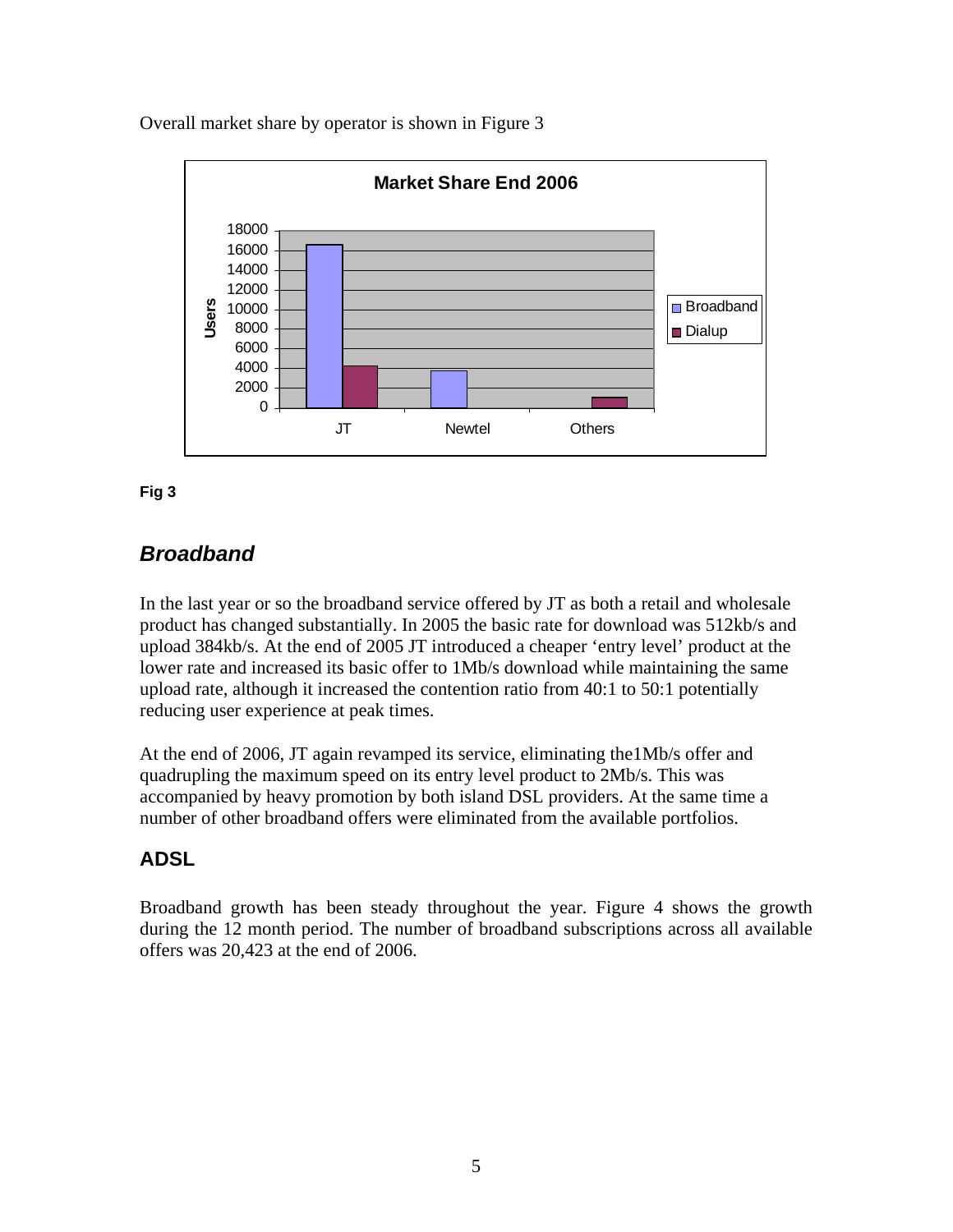Overall market share by operator is shown in Figure 3

Fig 3

## *Broadband*

In the last year or so the broadband service offered by JT as both a retail and wholesale product has changed substantially. In 2005 the basic rate for download was 512kb/s and upload 384kb/s. At the end of 2005 JT introduced a cheaper 'entry level' product at the lower rate and increased its basic offer to 1Mb/s download while maintaining the same upload rate, although it increased the contention ratio from 40:1 to 50:1 potentially reducing user experience at peak times.

At the end of 2006, JT again revamped its service, eliminating the1Mb/s offer and quadrupling the maximum speed on its entry level product to 2Mb/s. This was accompanied by heavy promotion by both island DSL providers. At the same time a number of other broadband offers were eliminated from the available portfolios.

### ADSL

Broadband growth has been steady throughout the year. Figure 4 shows the growth during the 12 month period. The number of broadband subscriptions across all available offers was 20,423 at the end of 2006.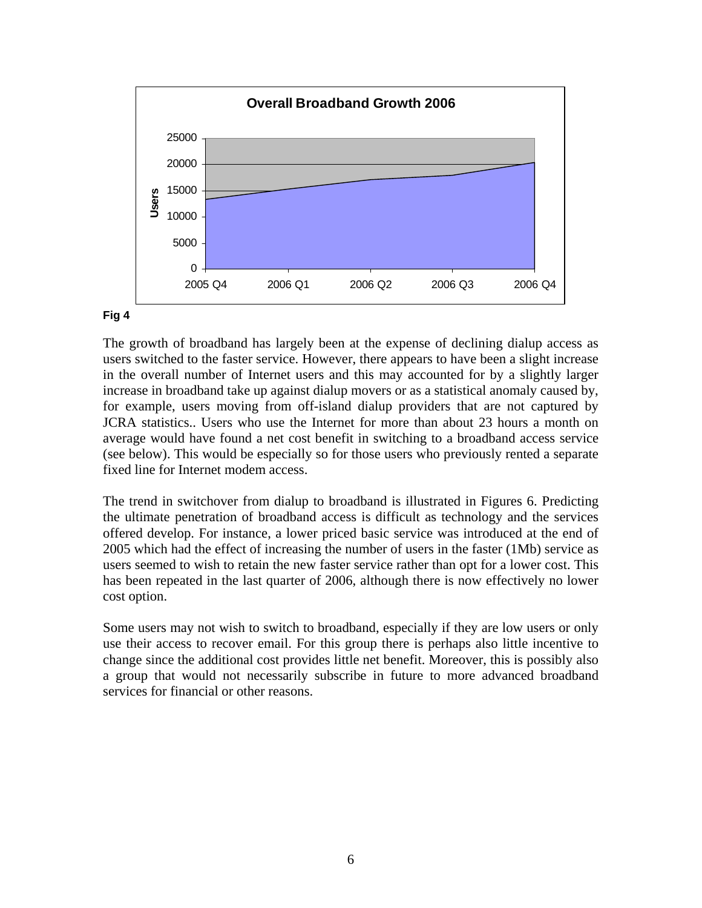**Overall Broadband Growth 2006**

**Fig 4**

The growth of broadband has largely been at the expense of declining dialup access as users switched to the faster service. However, there appears to have been a slight increase in the overall number of Internet users and this may accounted for by a slightly larger increase in broadband take up against dialup movers or as a statistical anomaly caused by, for example, users moving from off-island dialup providers that are not captured by JCRA statistics.. Users who use the Internet for more than about 23 hours a month on average would have found a net cost benefit in switching to a broadband access service (see below). This would be especially so for those users who previously rented a separate fixed line for Internet modem access.

The trend in switchover from dialup to broadband is illustrated in Figures 6. Predicting the ultimate penetration of broadband access is difficult as technology and the services offered develop. For instance, a lower priced basic service was introduced at the end of 2005 which had the effect of increasing the number of users in the faster (1Mb) service as users seemed to wish to retain the new faster service rather than opt for a lower cost. This has been repeated in the last quarter of 2006, although there is now effectively no lower cost option.

Some users may not wish to switch to broadband, especially if they are low users or only use their access to recover email. For this group there is perhaps also little incentive to change since the additional cost provides little net benefit. Moreover, this is possibly also a group that would not necessarily subscribe in future to more advanced broadband services for financial or other reasons.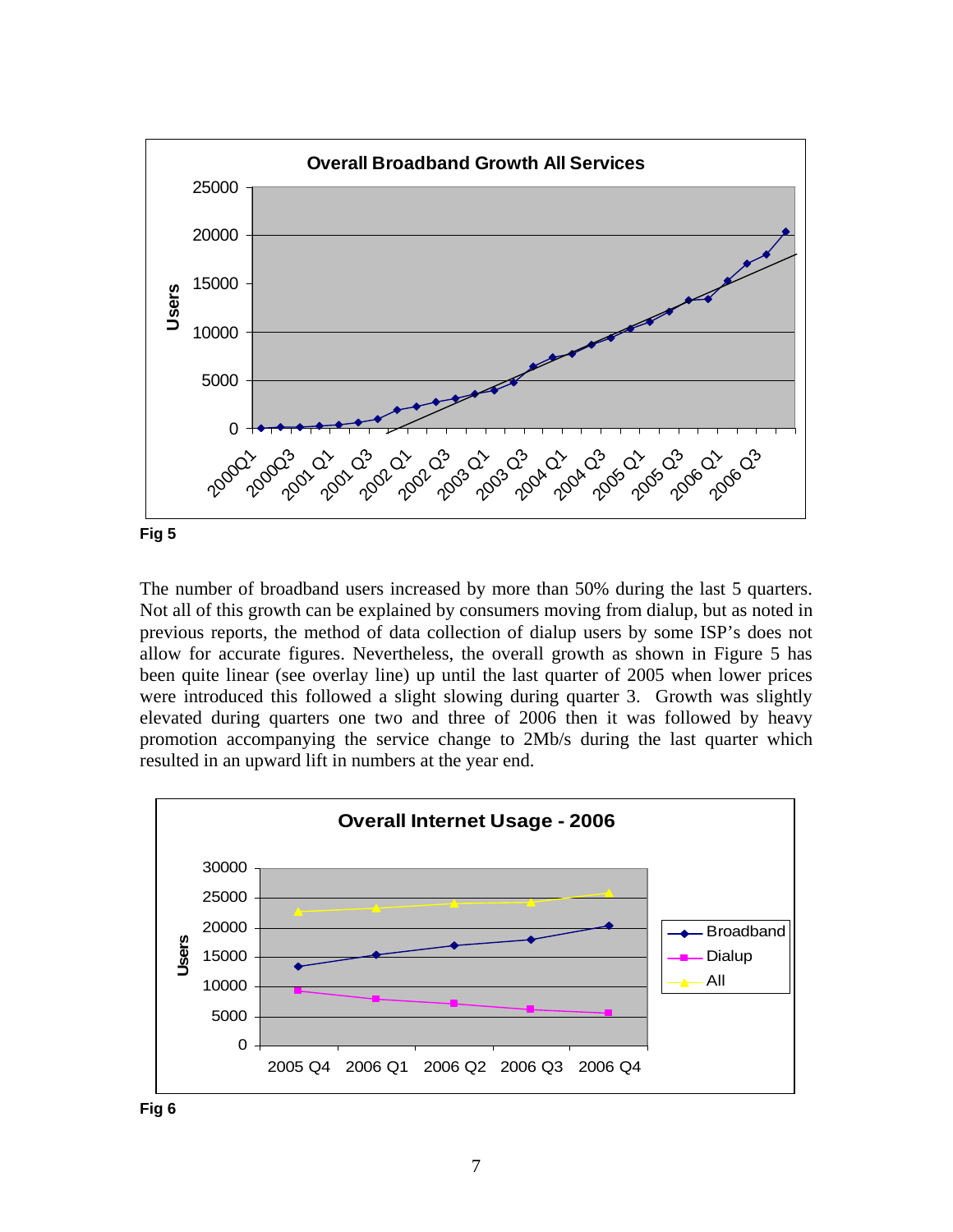Fig 5

The number of broadband users increased by more than 50% during the last 5 quarters. Not all of this growth can be explained by consumers moving from dialup, but as noted in previous reports, the method of data collection of dialup users by some ISP's does not allow for accurate figures. Nevertheless, the overall growth as shown in Figure 5 has been quite linear (see overlay line) up until the last quarter of 2005 when lower prices were introduced this followed a slight slowing during quarter 3. Growth was slightly elevated during quarters one two and three of 2006 then it was followed by heavy promotion accompanying the service change to 2Mb/s during the last quarter which resulted in an upward lift in numbers at the year end.

Fig 6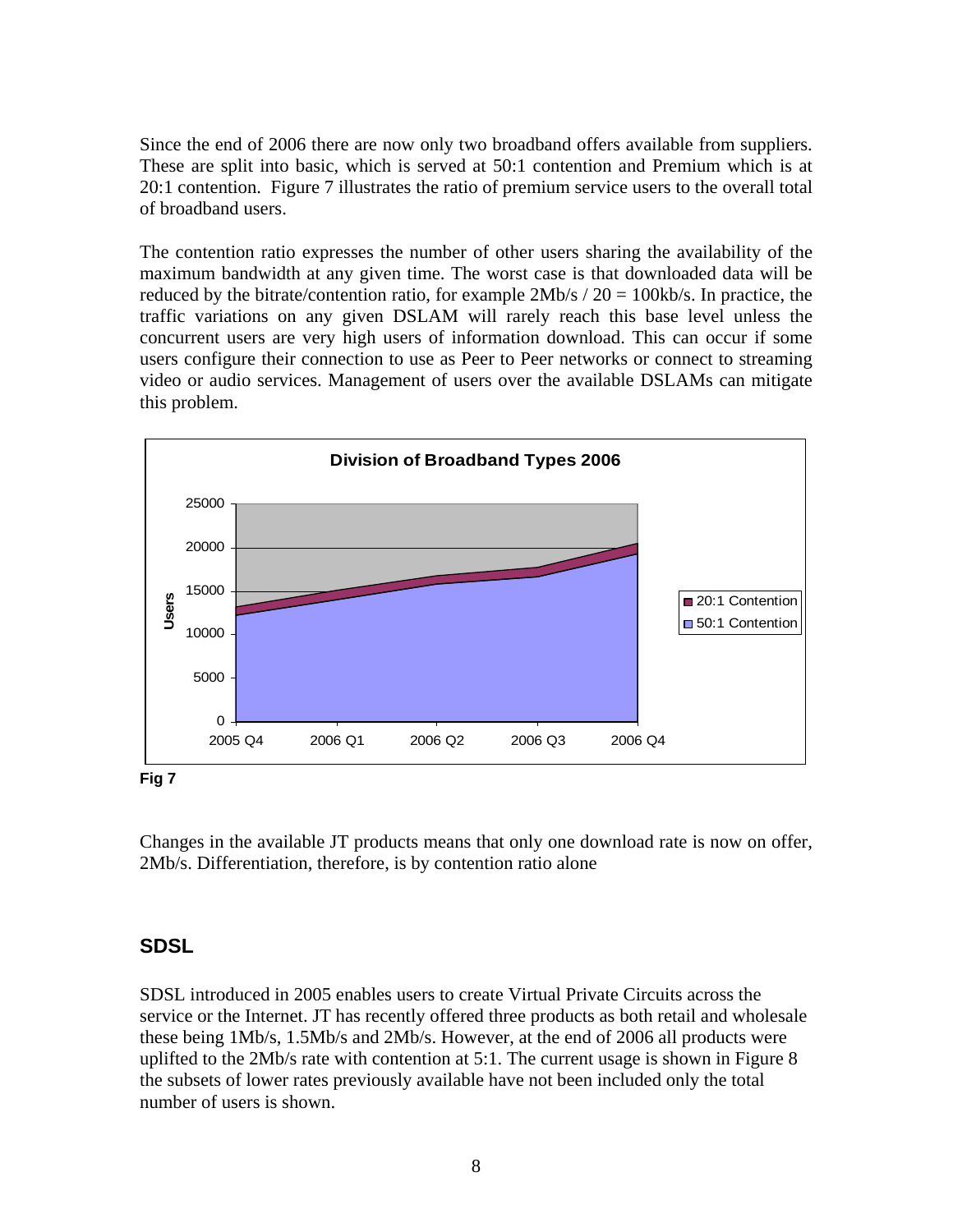Since the end of 2006 there are now only two broadband offers available from suppliers. These are split into basic, which is served at 50:1 contention and Premium which is at 20:1 contention. Figure 7 illustrates the ratio of premium service users to the overall total of broadband users.

The contention ratio expresses the number of other users sharing the availability of the maximum bandwidth at any given time. The worst case is that downloaded data will be reduced by the bitrate/contention ratio, for example 2Mb/s / 20 = 100kb/s. In practice, the traffic variations on any given DSLAM will rarely reach this base level unless the concurrent users are very high users of information download. This can occur if some users configure their connection to use as Peer to Peer networks or connect to streaming video or audio services. Management of users over the available DSLAMs can mitigate this problem.

**Fig 7**

Changes in the available JT products means that only one download rate is now on offer, 2Mb/s. Differentiation, therefore, is by contention ratio alone

## SDSL

SDSL introduced in 2005 enables users to create Virtual Private Circuits across the service or the Internet. JT has recently offered three products as both retail and wholesale these being 1Mb/s, 1.5Mb/s and 2Mb/s. However, at the end of 2006 all products were uplifted to the 2Mb/s rate with contention at 5:1. The current usage is shown in Figure 8 the subsets of lower rates previously available have not been included only the total number of users is shown.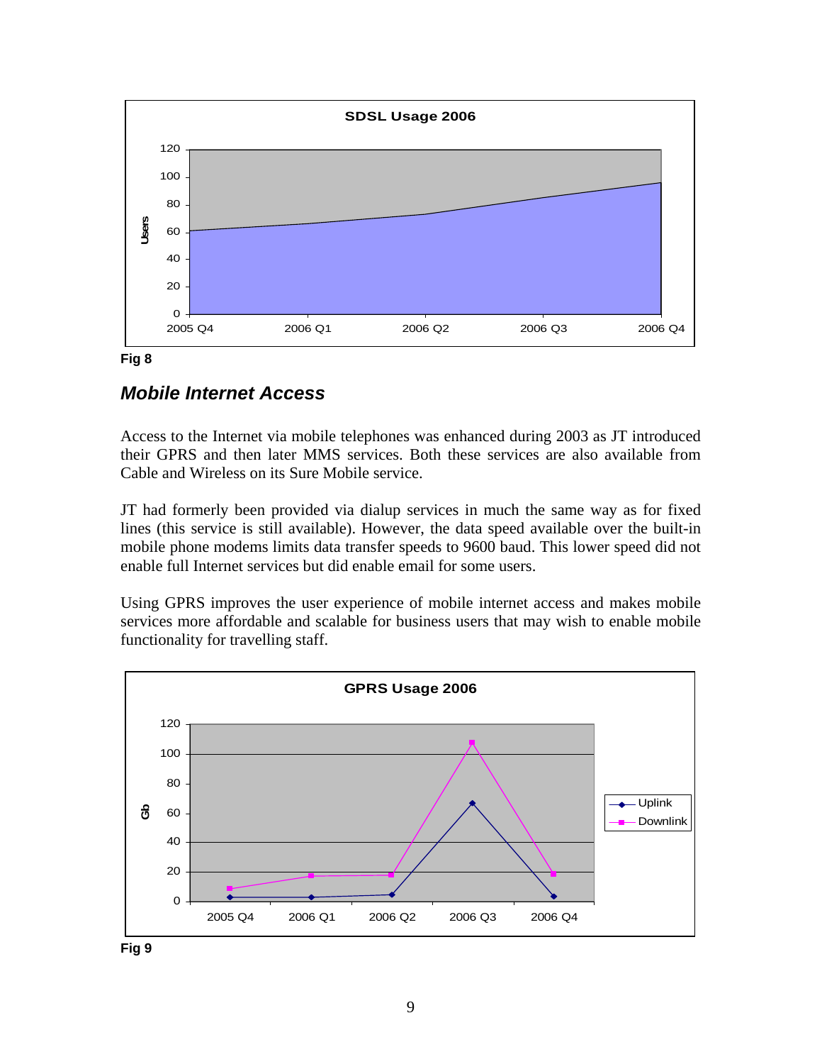Fig 8

## *Mobile Internet Access*

Access to the Internet via mobile telephones was enhanced during 2003 as JT introduced their GPRS and then later MMS services. Both these services are also available from Cable and Wireless on its Sure Mobile service.

JT had formerly been provided via dialup services in much the same way as for fixed lines (this service is still available). However, the data speed available over the built-in mobile phone modems limits data transfer speeds to 9600 baud. This lower speed did not enable full Internet services but did enable email for some users.

Using GPRS improves the user experience of mobile internet access and makes mobile services more affordable and scalable for business users that may wish to enable mobile functionality for travelling staff.

Fig 9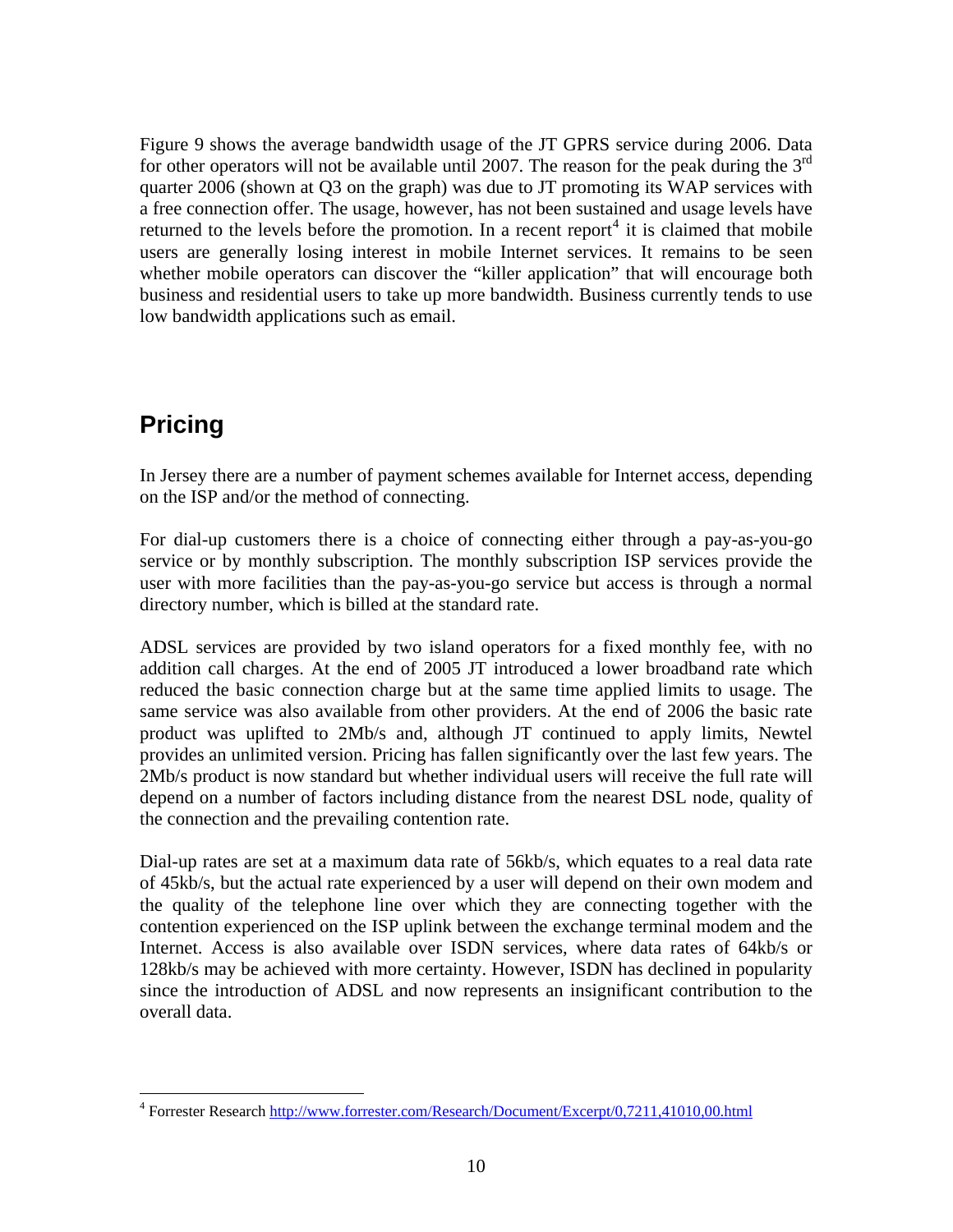Figure 9 shows the average bandwidth usage of the JT GPRS service during 2006. Data for other operators will not be available until 2007. The reason for the peak during the 3rd quarter 2006 (shown at Q3 on the graph) was due to JT promoting its WAP services with a free connection offer. The usage, however, has not been sustained and usage levels have returned to the levels before the promotion. In a recent report[4] it is claimed that mobile users are generally losing interest in mobile Internet services. It remains to be seen whether mobile operators can discover the "killer application" that will encourage both business and residential users to take up more bandwidth. Business currently tends to use low bandwidth applications such as email.

## Pricing

In Jersey there are a number of payment schemes available for Internet access, depending on the ISP and/or the method of connecting.

For dial-up customers there is a choice of connecting either through a pay-as-you-go service or by monthly subscription. The monthly subscription ISP services provide the user with more facilities than the pay-as-you-go service but access is through a normal directory number, which is billed at the standard rate.

ADSL services are provided by two island operators for a fixed monthly fee, with no addition call charges. At the end of 2005 JT introduced a lower broadband rate which reduced the basic connection charge but at the same time applied limits to usage. The same service was also available from other providers. At the end of 2006 the basic rate product was uplifted to 2Mb/s and, although JT continued to apply limits, Newtel provides an unlimited version. Pricing has fallen significantly over the last few years. The 2Mb/s product is now standard but whether individual users will receive the full rate will depend on a number of factors including distance from the nearest DSL node, quality of the connection and the prevailing contention rate.

Dial-up rates are set at a maximum data rate of 56kb/s, which equates to a real data rate of 45kb/s, but the actual rate experienced by a user will depend on their own modem and the quality of the telephone line over which they are connecting together with the contention experienced on the ISP uplink between the exchange terminal modem and the Internet. Access is also available over ISDN services, where data rates of 64kb/s or 128kb/s may be achieved with more certainty. However, ISDN has declined in popularity since the introduction of ADSL and now represents an insignificant contribution to the overall data.

---

[4] Forrester Research http://www.forrester.com/Research/Document/Excerpt/0,7211,41010,00.html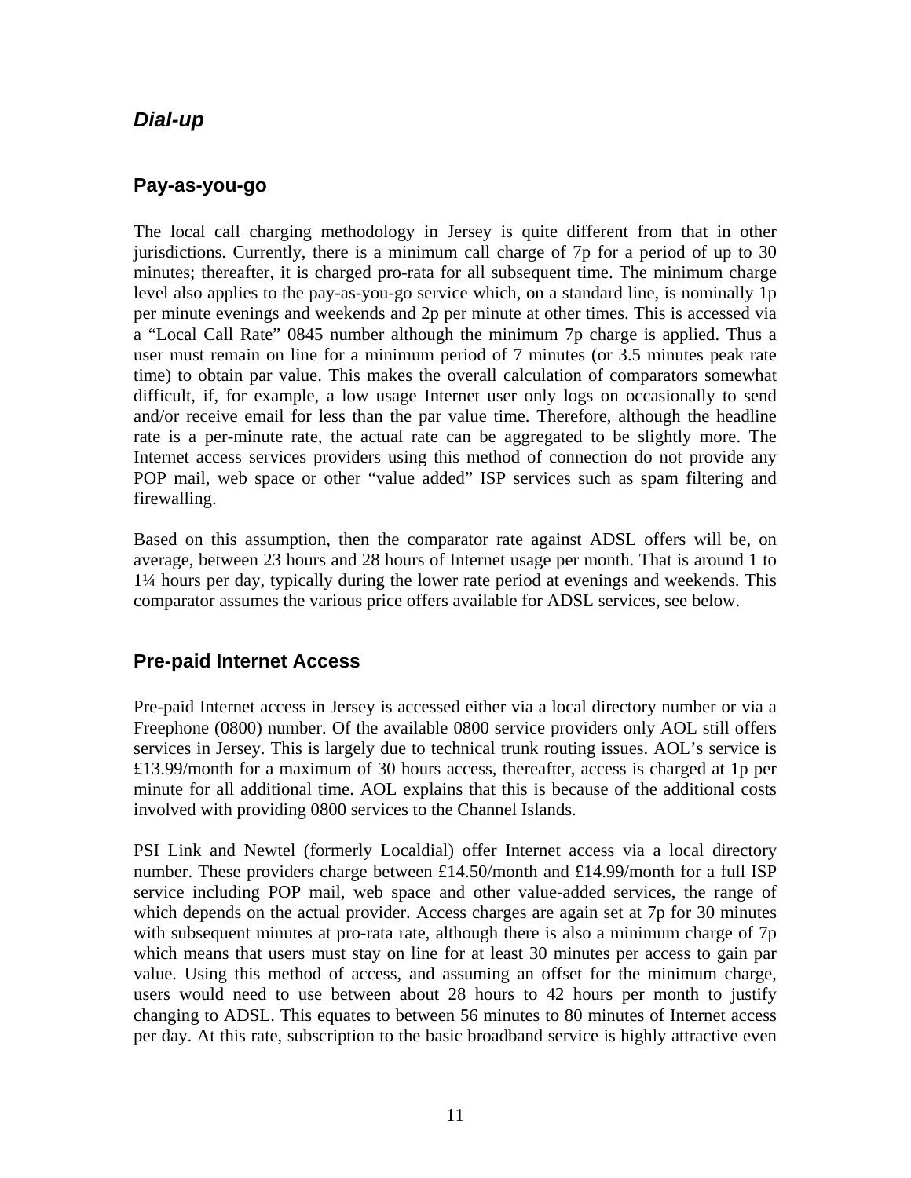## *Dial-up*

### Pay-as-you-go

The local call charging methodology in Jersey is quite different from that in other jurisdictions. Currently, there is a minimum call charge of 7p for a period of up to 30 minutes; thereafter, it is charged pro-rata for all subsequent time. The minimum charge level also applies to the pay-as-you-go service which, on a standard line, is nominally 1p per minute evenings and weekends and 2p per minute at other times. This is accessed via a "Local Call Rate" 0845 number although the minimum 7p charge is applied. Thus a user must remain on line for a minimum period of 7 minutes (or 3.5 minutes peak rate time) to obtain par value. This makes the overall calculation of comparators somewhat difficult, if, for example, a low usage Internet user only logs on occasionally to send and/or receive email for less than the par value time. Therefore, although the headline rate is a per-minute rate, the actual rate can be aggregated to be slightly more. The Internet access services providers using this method of connection do not provide any POP mail, web space or other "value added" ISP services such as spam filtering and firewalling.

Based on this assumption, then the comparator rate against ADSL offers will be, on average, between 23 hours and 28 hours of Internet usage per month. That is around 1 to 1¼ hours per day, typically during the lower rate period at evenings and weekends. This comparator assumes the various price offers available for ADSL services, see below.

### Pre-paid Internet Access

Pre-paid Internet access in Jersey is accessed either via a local directory number or via a Freephone (0800) number. Of the available 0800 service providers only AOL still offers services in Jersey. This is largely due to technical trunk routing issues. AOL's service is £13.99/month for a maximum of 30 hours access, thereafter, access is charged at 1p per minute for all additional time. AOL explains that this is because of the additional costs involved with providing 0800 services to the Channel Islands.

PSI Link and Newtel (formerly Localdial) offer Internet access via a local directory number. These providers charge between £14.50/month and £14.99/month for a full ISP service including POP mail, web space and other value-added services, the range of which depends on the actual provider. Access charges are again set at 7p for 30 minutes with subsequent minutes at pro-rata rate, although there is also a minimum charge of 7p which means that users must stay on line for at least 30 minutes per access to gain par value. Using this method of access, and assuming an offset for the minimum charge, users would need to use between about 28 hours to 42 hours per month to justify changing to ADSL. This equates to between 56 minutes to 80 minutes of Internet access per day. At this rate, subscription to the basic broadband service is highly attractive even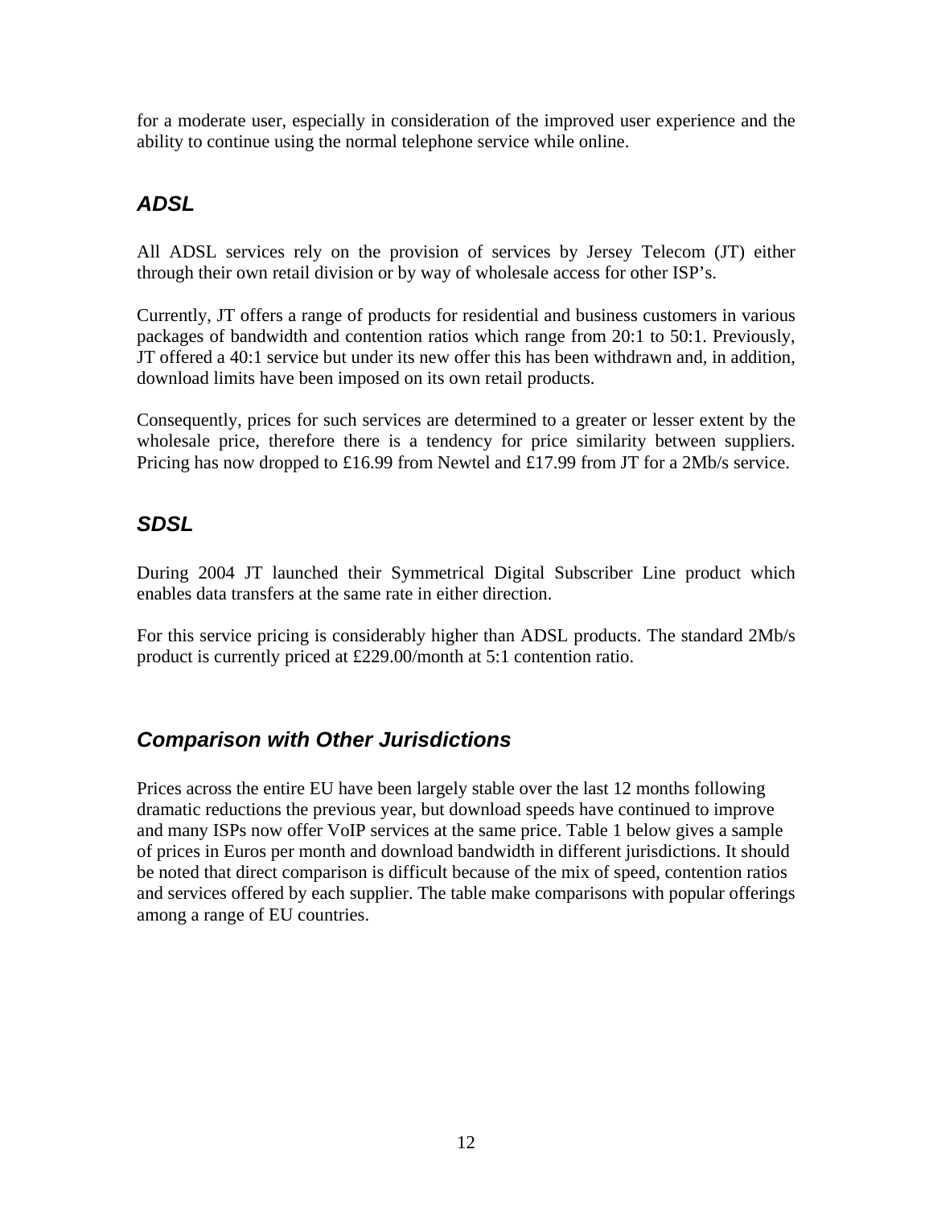for a moderate user, especially in consideration of the improved user experience and the ability to continue using the normal telephone service while online.

## *ADSL*

All ADSL services rely on the provision of services by Jersey Telecom (JT) either through their own retail division or by way of wholesale access for other ISP's.

Currently, JT offers a range of products for residential and business customers in various packages of bandwidth and contention ratios which range from 20:1 to 50:1. Previously, JT offered a 40:1 service but under its new offer this has been withdrawn and, in addition, download limits have been imposed on its own retail products.

Consequently, prices for such services are determined to a greater or lesser extent by the wholesale price, therefore there is a tendency for price similarity between suppliers. Pricing has now dropped to £16.99 from Newtel and £17.99 from JT for a 2Mb/s service.

## *SDSL*

During 2004 JT launched their Symmetrical Digital Subscriber Line product which enables data transfers at the same rate in either direction.

For this service pricing is considerably higher than ADSL products. The standard 2Mb/s product is currently priced at £229.00/month at 5:1 contention ratio.

## *Comparison with Other Jurisdictions*

Prices across the entire EU have been largely stable over the last 12 months following dramatic reductions the previous year, but download speeds have continued to improve and many ISPs now offer VoIP services at the same price. Table 1 below gives a sample of prices in Euros per month and download bandwidth in different jurisdictions. It should be noted that direct comparison is difficult because of the mix of speed, contention ratios and services offered by each supplier. The table make comparisons with popular offerings among a range of EU countries.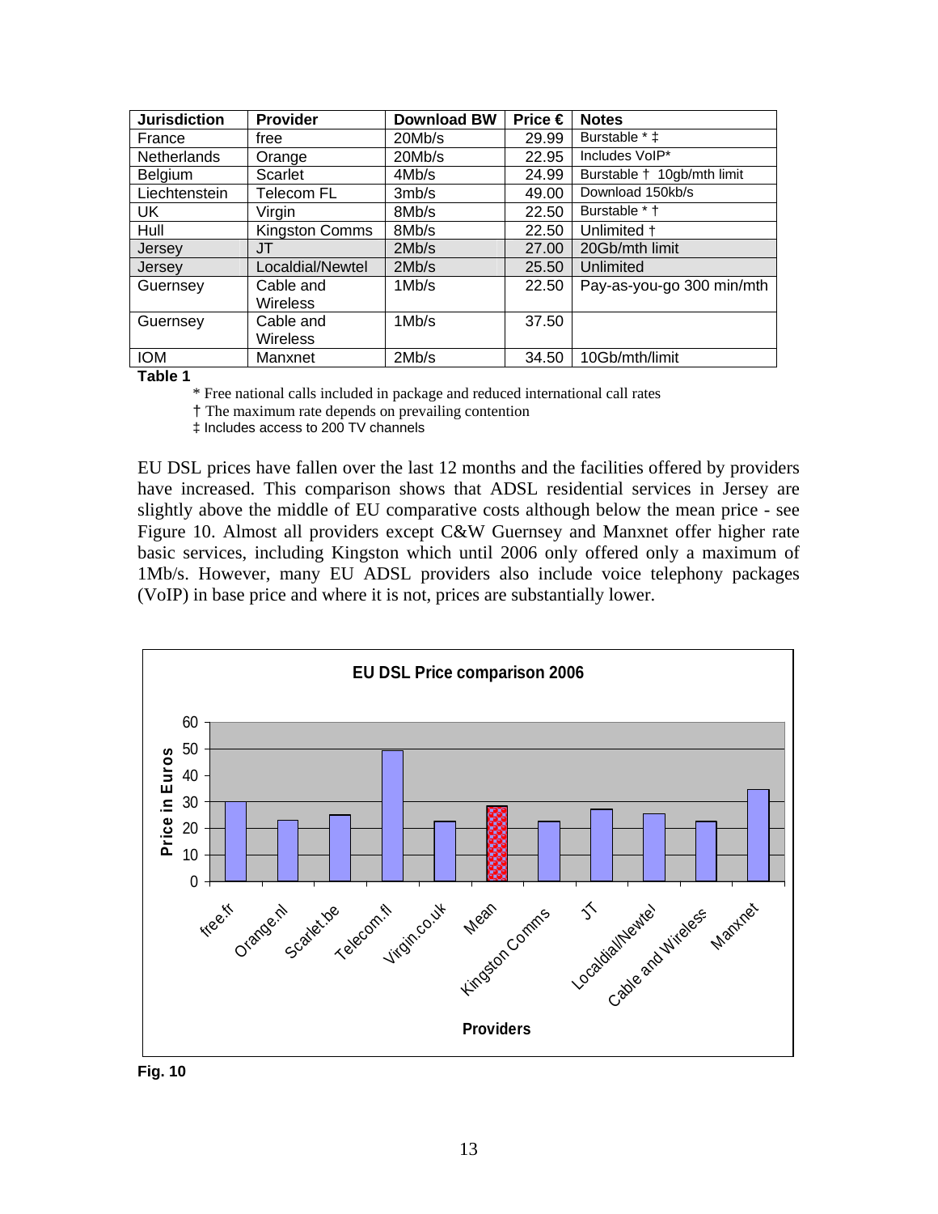| Jurisdiction | Provider | Download BW | Price € | Notes |
|---|---|---|---|---|
| France | free | 20Mb/s | 29.99 | Burstable * ‡ |
| Netherlands | Orange | 20Mb/s | 22.95 | Includes VoIP* |
| Belgium | Scarlet | 4Mb/s | 24.99 | Burstable † 10gb/mth limit |
| Liechtenstein | Telecom FL | 3mb/s | 49.00 | Download 150kb/s |
| UK | Virgin | 8Mb/s | 22.50 | Burstable * † |
| Hull | Kingston Comms | 8Mb/s | 22.50 | Unlimited † |
| Jersey | JT | 2Mb/s | 27.00 | 20Gb/mth limit |
| Jersey | Localdial/Newtel | 2Mb/s | 25.50 | Unlimited |
| Guernsey | Cable and Wireless | 1Mb/s | 22.50 | Pay-as-you-go 300 min/mth |
| Guernsey | Cable and Wireless | 1Mb/s | 37.50 | |
| IOM | Manxnet | 2Mb/s | 34.50 | 10Gb/mth/limit |

**Table 1**

\* Free national calls included in package and reduced international call rates

† The maximum rate depends on prevailing contention

‡ Includes access to 200 TV channels

EU DSL prices have fallen over the last 12 months and the facilities offered by providers have increased. This comparison shows that ADSL residential services in Jersey are slightly above the middle of EU comparative costs although below the mean price - see Figure 10. Almost all providers except C&W Guernsey and Manxnet offer higher rate basic services, including Kingston which until 2006 only offered only a maximum of 1Mb/s. However, many EU ADSL providers also include voice telephony packages (VoIP) in base price and where it is not, prices are substantially lower.

**EU DSL Price comparison 2006**

| Providers | Price in Euros |
|---|---|
| free.fr | 29.99 |
| Orange.nl | 22.95 |
| Scarlet.be | 24.99 |
| Telecom.fl | 49.00 |
| Virgin.co.uk | 22.50 |
| Mean | ~28 |
| Kingston Comms | 22.50 |
| JT | 27.00 |
| Localdial/Newtel | 25.50 |
| Cable and Wireless | 22.50 |
| Manxnet | 34.50 |

**Fig. 10**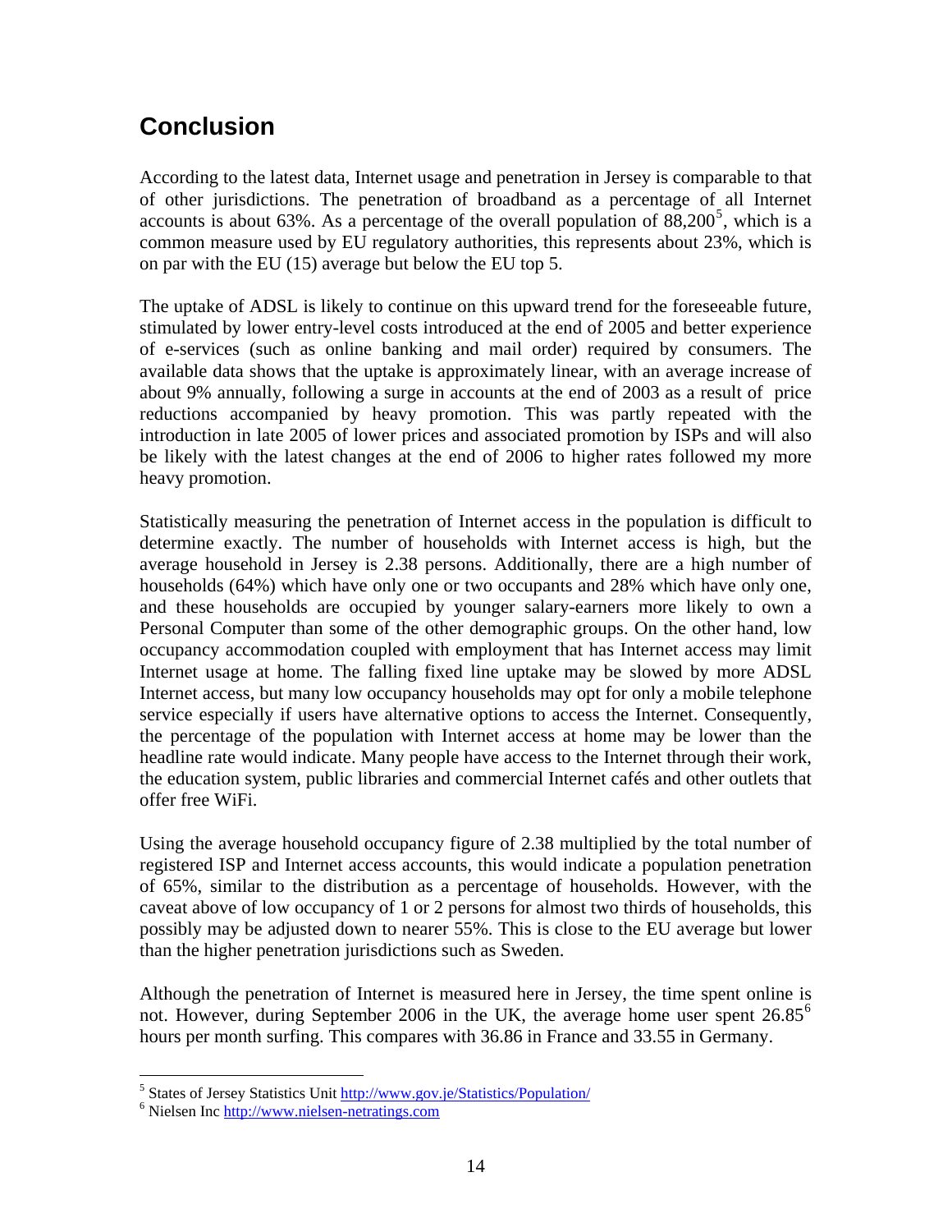## Conclusion

According to the latest data, Internet usage and penetration in Jersey is comparable to that of other jurisdictions. The penetration of broadband as a percentage of all Internet accounts is about 63%. As a percentage of the overall population of 88,200[5], which is a common measure used by EU regulatory authorities, this represents about 23%, which is on par with the EU (15) average but below the EU top 5.

The uptake of ADSL is likely to continue on this upward trend for the foreseeable future, stimulated by lower entry-level costs introduced at the end of 2005 and better experience of e-services (such as online banking and mail order) required by consumers. The available data shows that the uptake is approximately linear, with an average increase of about 9% annually, following a surge in accounts at the end of 2003 as a result of price reductions accompanied by heavy promotion. This was partly repeated with the introduction in late 2005 of lower prices and associated promotion by ISPs and will also be likely with the latest changes at the end of 2006 to higher rates followed my more heavy promotion.

Statistically measuring the penetration of Internet access in the population is difficult to determine exactly. The number of households with Internet access is high, but the average household in Jersey is 2.38 persons. Additionally, there are a high number of households (64%) which have only one or two occupants and 28% which have only one, and these households are occupied by younger salary-earners more likely to own a Personal Computer than some of the other demographic groups. On the other hand, low occupancy accommodation coupled with employment that has Internet access may limit Internet usage at home. The falling fixed line uptake may be slowed by more ADSL Internet access, but many low occupancy households may opt for only a mobile telephone service especially if users have alternative options to access the Internet. Consequently, the percentage of the population with Internet access at home may be lower than the headline rate would indicate. Many people have access to the Internet through their work, the education system, public libraries and commercial Internet cafés and other outlets that offer free WiFi.

Using the average household occupancy figure of 2.38 multiplied by the total number of registered ISP and Internet access accounts, this would indicate a population penetration of 65%, similar to the distribution as a percentage of households. However, with the caveat above of low occupancy of 1 or 2 persons for almost two thirds of households, this possibly may be adjusted down to nearer 55%. This is close to the EU average but lower than the higher penetration jurisdictions such as Sweden.

Although the penetration of Internet is measured here in Jersey, the time spent online is not. However, during September 2006 in the UK, the average home user spent 26.85[6] hours per month surfing. This compares with 36.86 in France and 33.55 in Germany.

---

[5] States of Jersey Statistics Unit http://www.gov.je/Statistics/Population/

[6] Nielsen Inc http://www.nielsen-netratings.com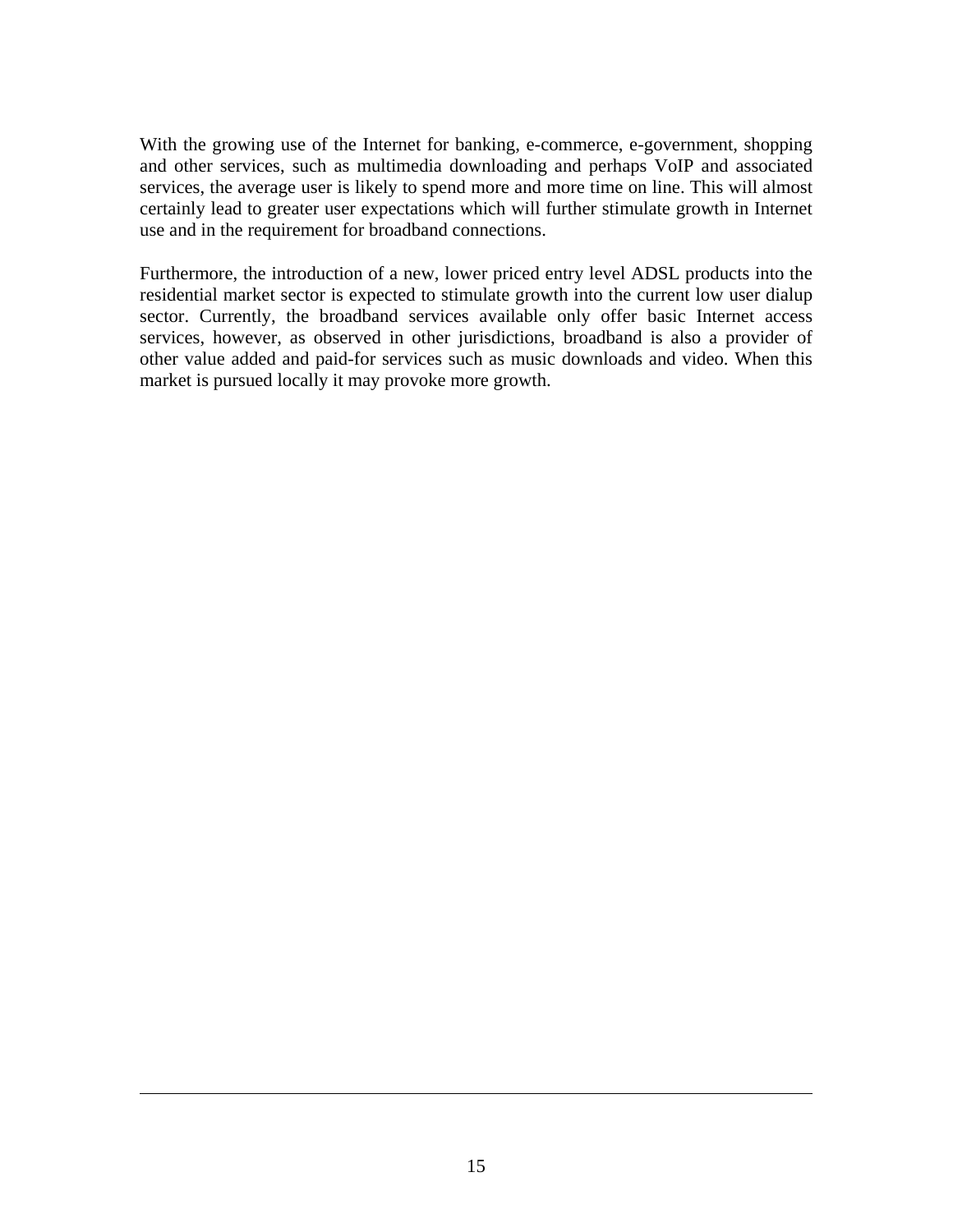With the growing use of the Internet for banking, e-commerce, e-government, shopping and other services, such as multimedia downloading and perhaps VoIP and associated services, the average user is likely to spend more and more time on line. This will almost certainly lead to greater user expectations which will further stimulate growth in Internet use and in the requirement for broadband connections.

Furthermore, the introduction of a new, lower priced entry level ADSL products into the residential market sector is expected to stimulate growth into the current low user dialup sector. Currently, the broadband services available only offer basic Internet access services, however, as observed in other jurisdictions, broadband is also a provider of other value added and paid-for services such as music downloads and video. When this market is pursued locally it may provoke more growth.